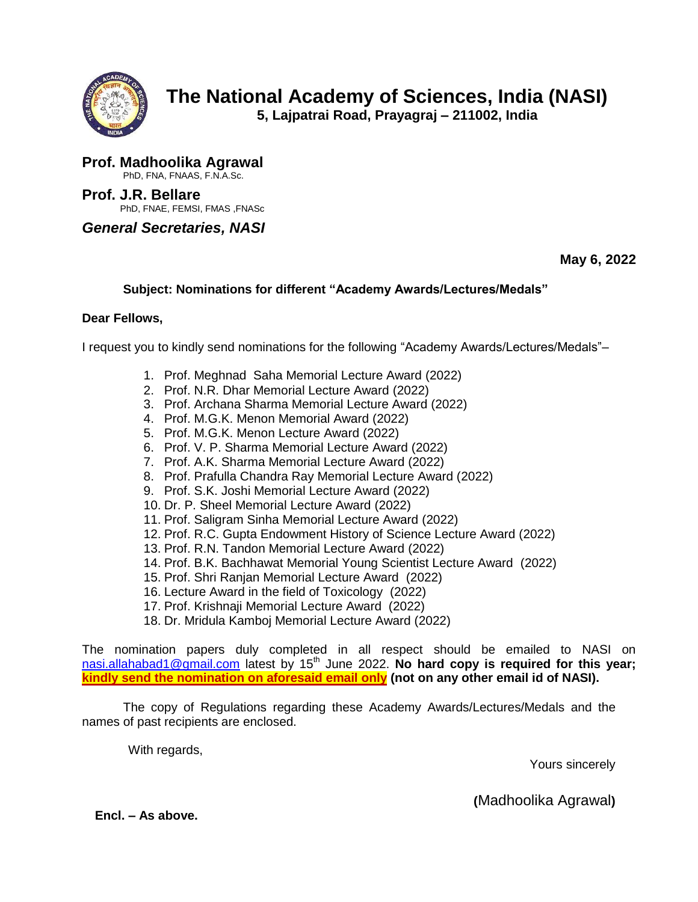# The National Academy of Sciences, India (NASI)

**5, Lajpatrai Road, Prayagraj – 211002, India**

**Prof. Madhoolika Agrawal**
PhD, FNA, FNAAS, F.N.A.Sc.

**Prof. J.R. Bellare**
PhD, FNAE, FEMSI, FMAS ,FNASc

***General Secretaries, NASI***

**May 6, 2022**

**Subject: Nominations for different "Academy Awards/Lectures/Medals"**

**Dear Fellows,**

I request you to kindly send nominations for the following "Academy Awards/Lectures/Medals"–

1. Prof. Meghnad Saha Memorial Lecture Award (2022)
2. Prof. N.R. Dhar Memorial Lecture Award (2022)
3. Prof. Archana Sharma Memorial Lecture Award (2022)
4. Prof. M.G.K. Menon Memorial Award (2022)
5. Prof. M.G.K. Menon Lecture Award (2022)
6. Prof. V. P. Sharma Memorial Lecture Award (2022)
7. Prof. A.K. Sharma Memorial Lecture Award (2022)
8. Prof. Prafulla Chandra Ray Memorial Lecture Award (2022)
9. Prof. S.K. Joshi Memorial Lecture Award (2022)
10. Dr. P. Sheel Memorial Lecture Award (2022)
11. Prof. Saligram Sinha Memorial Lecture Award (2022)
12. Prof. R.C. Gupta Endowment History of Science Lecture Award (2022)
13. Prof. R.N. Tandon Memorial Lecture Award (2022)
14. Prof. B.K. Bachhawat Memorial Young Scientist Lecture Award (2022)
15. Prof. Shri Ranjan Memorial Lecture Award (2022)
16. Lecture Award in the field of Toxicology (2022)
17. Prof. Krishnaji Memorial Lecture Award (2022)
18. Dr. Mridula Kamboj Memorial Lecture Award (2022)

The nomination papers duly completed in all respect should be emailed to NASI on nasi.allahabad1@gmail.com latest by 15th June 2022. **No hard copy is required for this year; kindly send the nomination on aforesaid email only (not on any other email id of NASI).**

The copy of Regulations regarding these Academy Awards/Lectures/Medals and the names of past recipients are enclosed.

With regards,

Yours sincerely

(Madhoolika Agrawal)

**Encl. – As above.**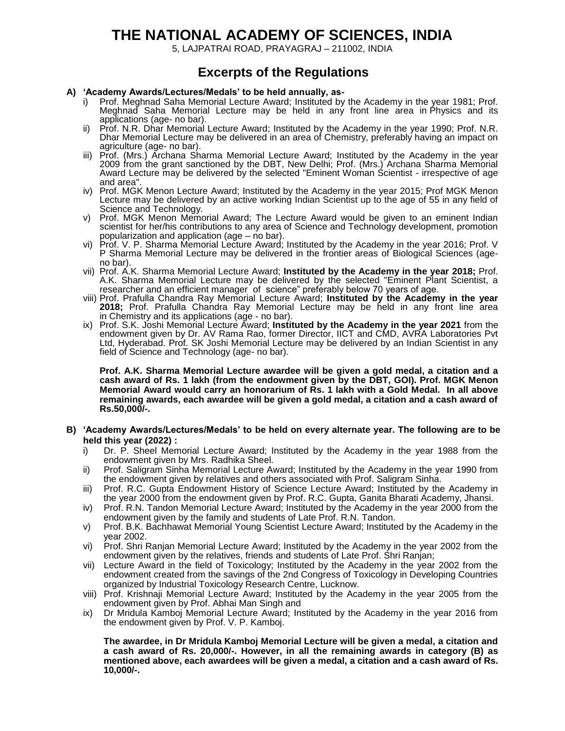# THE NATIONAL ACADEMY OF SCIENCES, INDIA

5, LAJPATRAI ROAD, PRAYAGRAJ – 211002, INDIA

## Excerpts of the Regulations

**A) 'Academy Awards/Lectures/Medals' to be held annually, as-**

i) Prof. Meghnad Saha Memorial Lecture Award; Instituted by the Academy in the year 1981; Prof. Meghnad Saha Memorial Lecture may be held in any front line area in Physics and its applications (age- no bar).

ii) Prof. N.R. Dhar Memorial Lecture Award; Instituted by the Academy in the year 1990; Prof. N.R. Dhar Memorial Lecture may be delivered in an area of Chemistry, preferably having an impact on agriculture (age- no bar).

iii) Prof. (Mrs.) Archana Sharma Memorial Lecture Award; Instituted by the Academy in the year 2009 from the grant sanctioned by the DBT, New Delhi; Prof. (Mrs.) Archana Sharma Memorial Award Lecture may be delivered by the selected "Eminent Woman Scientist - irrespective of age and area".

iv) Prof. MGK Menon Lecture Award; Instituted by the Academy in the year 2015; Prof MGK Menon Lecture may be delivered by an active working Indian Scientist up to the age of 55 in any field of Science and Technology.

v) Prof. MGK Menon Memorial Award; The Lecture Award would be given to an eminent Indian scientist for her/his contributions to any area of Science and Technology development, promotion popularization and application (age – no bar).

vi) Prof. V. P. Sharma Memorial Lecture Award; Instituted by the Academy in the year 2016; Prof. V P Sharma Memorial Lecture may be delivered in the frontier areas of Biological Sciences (age- no bar).

vii) Prof. A.K. Sharma Memorial Lecture Award; **Instituted by the Academy in the year 2018;** Prof. A.K. Sharma Memorial Lecture may be delivered by the selected "Eminent Plant Scientist, a researcher and an efficient manager of science" preferably below 70 years of age.

viii) Prof. Prafulla Chandra Ray Memorial Lecture Award; **Instituted by the Academy in the year 2018;** Prof. Prafulla Chandra Ray Memorial Lecture may be held in any front line area in Chemistry and its applications (age - no bar).

ix) Prof. S.K. Joshi Memorial Lecture Award; **Instituted by the Academy in the year 2021** from the endowment given by Dr. AV Rama Rao, former Director, IICT and CMD, AVRA Laboratories Pvt Ltd, Hyderabad. Prof. SK Joshi Memorial Lecture may be delivered by an Indian Scientist in any field of Science and Technology (age- no bar).

**Prof. A.K. Sharma Memorial Lecture awardee will be given a gold medal, a citation and a cash award of Rs. 1 lakh (from the endowment given by the DBT, GOI). Prof. MGK Menon Memorial Award would carry an honorarium of Rs. 1 lakh with a Gold Medal. In all above remaining awards, each awardee will be given a gold medal, a citation and a cash award of Rs.50,000/-.**

**B) 'Academy Awards/Lectures/Medals' to be held on every alternate year. The following are to be held this year (2022) :**

i) Dr. P. Sheel Memorial Lecture Award; Instituted by the Academy in the year 1988 from the endowment given by Mrs. Radhika Sheel.

ii) Prof. Saligram Sinha Memorial Lecture Award; Instituted by the Academy in the year 1990 from the endowment given by relatives and others associated with Prof. Saligram Sinha.

iii) Prof. R.C. Gupta Endowment History of Science Lecture Award; Instituted by the Academy in the year 2000 from the endowment given by Prof. R.C. Gupta, Ganita Bharati Academy, Jhansi.

iv) Prof. R.N. Tandon Memorial Lecture Award; Instituted by the Academy in the year 2000 from the endowment given by the family and students of Late Prof. R.N. Tandon.

v) Prof. B.K. Bachhawat Memorial Young Scientist Lecture Award; Instituted by the Academy in the year 2002.

vi) Prof. Shri Ranjan Memorial Lecture Award; Instituted by the Academy in the year 2002 from the endowment given by the relatives, friends and students of Late Prof. Shri Ranjan;

vii) Lecture Award in the field of Toxicology; Instituted by the Academy in the year 2002 from the endowment created from the savings of the 2nd Congress of Toxicology in Developing Countries organized by Industrial Toxicology Research Centre, Lucknow.

viii) Prof. Krishnaji Memorial Lecture Award; Instituted by the Academy in the year 2005 from the endowment given by Prof. Abhai Man Singh and

ix) Dr Mridula Kamboj Memorial Lecture Award; Instituted by the Academy in the year 2016 from the endowment given by Prof. V. P. Kamboj.

**The awardee, in Dr Mridula Kamboj Memorial Lecture will be given a medal, a citation and a cash award of Rs. 20,000/-. However, in all the remaining awards in category (B) as mentioned above, each awardees will be given a medal, a citation and a cash award of Rs. 10,000/-.**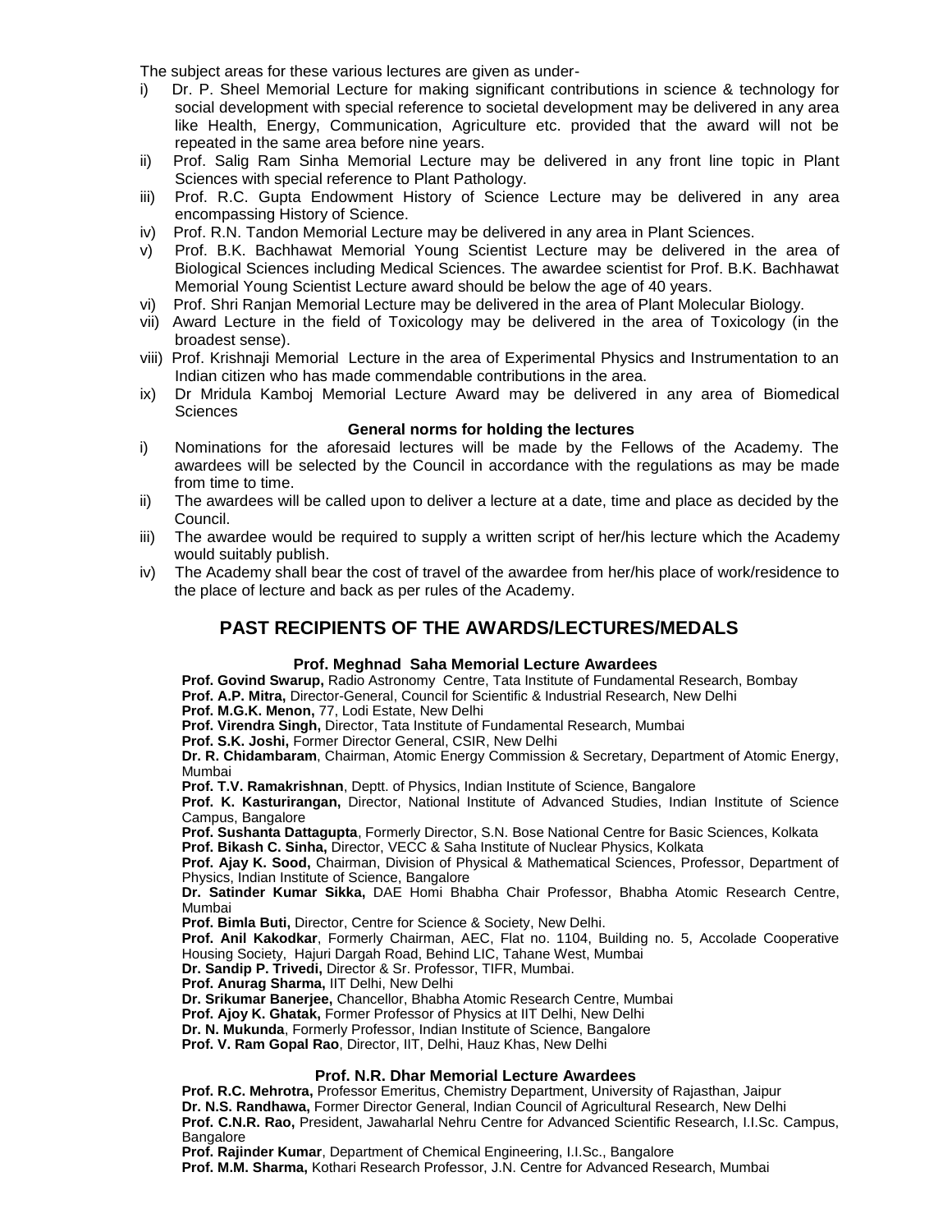The subject areas for these various lectures are given as under-

i) Dr. P. Sheel Memorial Lecture for making significant contributions in science & technology for social development with special reference to societal development may be delivered in any area like Health, Energy, Communication, Agriculture etc. provided that the award will not be repeated in the same area before nine years.
ii) Prof. Salig Ram Sinha Memorial Lecture may be delivered in any front line topic in Plant Sciences with special reference to Plant Pathology.
iii) Prof. R.C. Gupta Endowment History of Science Lecture may be delivered in any area encompassing History of Science.
iv) Prof. R.N. Tandon Memorial Lecture may be delivered in any area in Plant Sciences.
v) Prof. B.K. Bachhawat Memorial Young Scientist Lecture may be delivered in the area of Biological Sciences including Medical Sciences. The awardee scientist for Prof. B.K. Bachhawat Memorial Young Scientist Lecture award should be below the age of 40 years.
vi) Prof. Shri Ranjan Memorial Lecture may be delivered in the area of Plant Molecular Biology.
vii) Award Lecture in the field of Toxicology may be delivered in the area of Toxicology (in the broadest sense).
viii) Prof. Krishnaji Memorial Lecture in the area of Experimental Physics and Instrumentation to an Indian citizen who has made commendable contributions in the area.
ix) Dr Mridula Kamboj Memorial Lecture Award may be delivered in any area of Biomedical Sciences

**General norms for holding the lectures**

i) Nominations for the aforesaid lectures will be made by the Fellows of the Academy. The awardees will be selected by the Council in accordance with the regulations as may be made from time to time.
ii) The awardees will be called upon to deliver a lecture at a date, time and place as decided by the Council.
iii) The awardee would be required to supply a written script of her/his lecture which the Academy would suitably publish.
iv) The Academy shall bear the cost of travel of the awardee from her/his place of work/residence to the place of lecture and back as per rules of the Academy.

## PAST RECIPIENTS OF THE AWARDS/LECTURES/MEDALS

### Prof. Meghnad Saha Memorial Lecture Awardees

**Prof. Govind Swarup,** Radio Astronomy Centre, Tata Institute of Fundamental Research, Bombay
**Prof. A.P. Mitra,** Director-General, Council for Scientific & Industrial Research, New Delhi
**Prof. M.G.K. Menon,** 77, Lodi Estate, New Delhi
**Prof. Virendra Singh,** Director, Tata Institute of Fundamental Research, Mumbai
**Prof. S.K. Joshi,** Former Director General, CSIR, New Delhi
**Dr. R. Chidambaram**, Chairman, Atomic Energy Commission & Secretary, Department of Atomic Energy, Mumbai
**Prof. T.V. Ramakrishnan**, Deptt. of Physics, Indian Institute of Science, Bangalore
**Prof. K. Kasturirangan,** Director, National Institute of Advanced Studies, Indian Institute of Science Campus, Bangalore
**Prof. Sushanta Dattagupta**, Formerly Director, S.N. Bose National Centre for Basic Sciences, Kolkata
**Prof. Bikash C. Sinha,** Director, VECC & Saha Institute of Nuclear Physics, Kolkata
**Prof. Ajay K. Sood,** Chairman, Division of Physical & Mathematical Sciences, Professor, Department of Physics, Indian Institute of Science, Bangalore
**Dr. Satinder Kumar Sikka,** DAE Homi Bhabha Chair Professor, Bhabha Atomic Research Centre, Mumbai
**Prof. Bimla Buti,** Director, Centre for Science & Society, New Delhi.
**Prof. Anil Kakodkar**, Formerly Chairman, AEC, Flat no. 1104, Building no. 5, Accolade Cooperative Housing Society, Hajuri Dargah Road, Behind LIC, Tahane West, Mumbai
**Dr. Sandip P. Trivedi,** Director & Sr. Professor, TIFR, Mumbai.
**Prof. Anurag Sharma,** IIT Delhi, New Delhi
**Dr. Srikumar Banerjee,** Chancellor, Bhabha Atomic Research Centre, Mumbai
**Prof. Ajoy K. Ghatak,** Former Professor of Physics at IIT Delhi, New Delhi
**Dr. N. Mukunda**, Formerly Professor, Indian Institute of Science, Bangalore
**Prof. V. Ram Gopal Rao**, Director, IIT, Delhi, Hauz Khas, New Delhi

### Prof. N.R. Dhar Memorial Lecture Awardees

**Prof. R.C. Mehrotra,** Professor Emeritus, Chemistry Department, University of Rajasthan, Jaipur
**Dr. N.S. Randhawa,** Former Director General, Indian Council of Agricultural Research, New Delhi
**Prof. C.N.R. Rao,** President, Jawaharlal Nehru Centre for Advanced Scientific Research, I.I.Sc. Campus, Bangalore
**Prof. Rajinder Kumar**, Department of Chemical Engineering, I.I.Sc., Bangalore
**Prof. M.M. Sharma,** Kothari Research Professor, J.N. Centre for Advanced Research, Mumbai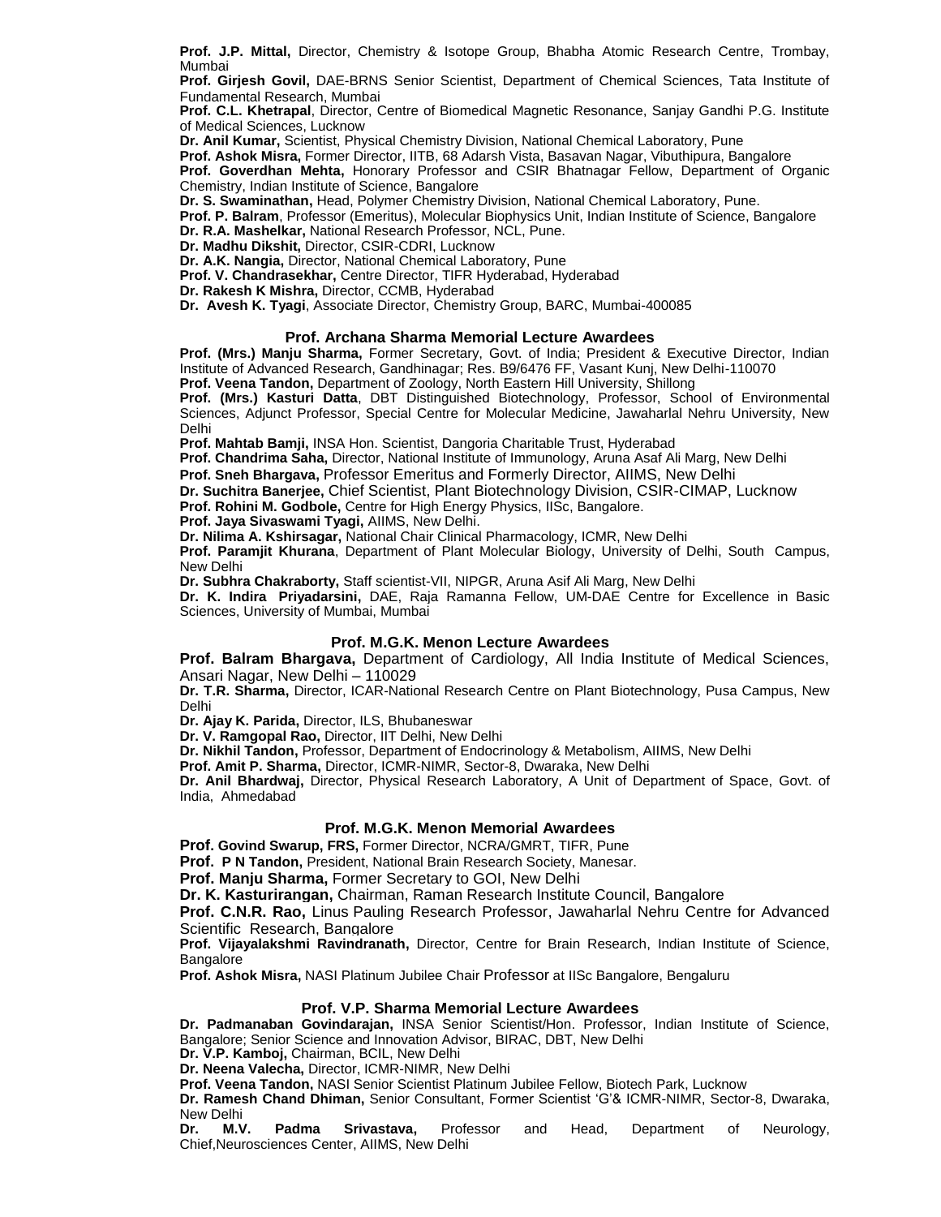**Prof. J.P. Mittal,** Director, Chemistry & Isotope Group, Bhabha Atomic Research Centre, Trombay, Mumbai

**Prof. Girjesh Govil,** DAE-BRNS Senior Scientist, Department of Chemical Sciences, Tata Institute of Fundamental Research, Mumbai

**Prof. C.L. Khetrapal**, Director, Centre of Biomedical Magnetic Resonance, Sanjay Gandhi P.G. Institute of Medical Sciences, Lucknow

**Dr. Anil Kumar,** Scientist, Physical Chemistry Division, National Chemical Laboratory, Pune

**Prof. Ashok Misra,** Former Director, IITB, 68 Adarsh Vista, Basavan Nagar, Vibuthipura, Bangalore

**Prof. Goverdhan Mehta,** Honorary Professor and CSIR Bhatnagar Fellow, Department of Organic Chemistry, Indian Institute of Science, Bangalore

**Dr. S. Swaminathan,** Head, Polymer Chemistry Division, National Chemical Laboratory, Pune.

**Prof. P. Balram**, Professor (Emeritus), Molecular Biophysics Unit, Indian Institute of Science, Bangalore

**Dr. R.A. Mashelkar,** National Research Professor, NCL, Pune.

**Dr. Madhu Dikshit,** Director, CSIR-CDRI, Lucknow

**Dr. A.K. Nangia,** Director, National Chemical Laboratory, Pune

**Prof. V. Chandrasekhar,** Centre Director, TIFR Hyderabad, Hyderabad

**Dr. Rakesh K Mishra,** Director, CCMB, Hyderabad

**Dr. Avesh K. Tyagi**, Associate Director, Chemistry Group, BARC, Mumbai-400085

### Prof. Archana Sharma Memorial Lecture Awardees

**Prof. (Mrs.) Manju Sharma,** Former Secretary, Govt. of India; President & Executive Director, Indian Institute of Advanced Research, Gandhinagar; Res. B9/6476 FF, Vasant Kunj, New Delhi-110070

**Prof. Veena Tandon,** Department of Zoology, North Eastern Hill University, Shillong

**Prof. (Mrs.) Kasturi Datta**, DBT Distinguished Biotechnology, Professor, School of Environmental Sciences, Adjunct Professor, Special Centre for Molecular Medicine, Jawaharlal Nehru University, New Delhi

**Prof. Mahtab Bamji,** INSA Hon. Scientist, Dangoria Charitable Trust, Hyderabad

**Prof. Chandrima Saha,** Director, National Institute of Immunology, Aruna Asaf Ali Marg, New Delhi

**Prof. Sneh Bhargava,** Professor Emeritus and Formerly Director, AIIMS, New Delhi

**Dr. Suchitra Banerjee,** Chief Scientist, Plant Biotechnology Division, CSIR-CIMAP, Lucknow

**Prof. Rohini M. Godbole,** Centre for High Energy Physics, IISc, Bangalore.

**Prof. Jaya Sivaswami Tyagi,** AIIMS, New Delhi.

**Dr. Nilima A. Kshirsagar,** National Chair Clinical Pharmacology, ICMR, New Delhi

**Prof. Paramjit Khurana**, Department of Plant Molecular Biology, University of Delhi, South Campus, New Delhi

**Dr. Subhra Chakraborty,** Staff scientist-VII, NIPGR, Aruna Asif Ali Marg, New Delhi

**Dr. K. Indira Priyadarsini,** DAE, Raja Ramanna Fellow, UM-DAE Centre for Excellence in Basic Sciences, University of Mumbai, Mumbai

### Prof. M.G.K. Menon Lecture Awardees

**Prof. Balram Bhargava,** Department of Cardiology, All India Institute of Medical Sciences, Ansari Nagar, New Delhi – 110029

**Dr. T.R. Sharma,** Director, ICAR-National Research Centre on Plant Biotechnology, Pusa Campus, New Delhi

**Dr. Ajay K. Parida,** Director, ILS, Bhubaneswar

**Dr. V. Ramgopal Rao,** Director, IIT Delhi, New Delhi

**Dr. Nikhil Tandon,** Professor, Department of Endocrinology & Metabolism, AIIMS, New Delhi

**Prof. Amit P. Sharma,** Director, ICMR-NIMR, Sector-8, Dwaraka, New Delhi

**Dr. Anil Bhardwaj,** Director, Physical Research Laboratory, A Unit of Department of Space, Govt. of India, Ahmedabad

### Prof. M.G.K. Menon Memorial Awardees

**Prof. Govind Swarup, FRS,** Former Director, NCRA/GMRT, TIFR, Pune

**Prof. P N Tandon,** President, National Brain Research Society, Manesar.

**Prof. Manju Sharma,** Former Secretary to GOI, New Delhi

**Dr. K. Kasturirangan,** Chairman, Raman Research Institute Council, Bangalore

**Prof. C.N.R. Rao,** Linus Pauling Research Professor, Jawaharlal Nehru Centre for Advanced Scientific Research, Bangalore

**Prof. Vijayalakshmi Ravindranath,** Director, Centre for Brain Research, Indian Institute of Science, Bangalore

**Prof. Ashok Misra,** NASI Platinum Jubilee Chair Professor at IISc Bangalore, Bengaluru

### Prof. V.P. Sharma Memorial Lecture Awardees

**Dr. Padmanaban Govindarajan,** INSA Senior Scientist/Hon. Professor, Indian Institute of Science, Bangalore; Senior Science and Innovation Advisor, BIRAC, DBT, New Delhi

**Dr. V.P. Kamboj,** Chairman, BCIL, New Delhi

**Dr. Neena Valecha,** Director, ICMR-NIMR, New Delhi

**Prof. Veena Tandon,** NASI Senior Scientist Platinum Jubilee Fellow, Biotech Park, Lucknow

**Dr. Ramesh Chand Dhiman,** Senior Consultant, Former Scientist 'G'& ICMR-NIMR, Sector-8, Dwaraka, New Delhi

**Dr. M.V. Padma Srivastava,** Professor and Head, Department of Neurology, Chief,Neurosciences Center, AIIMS, New Delhi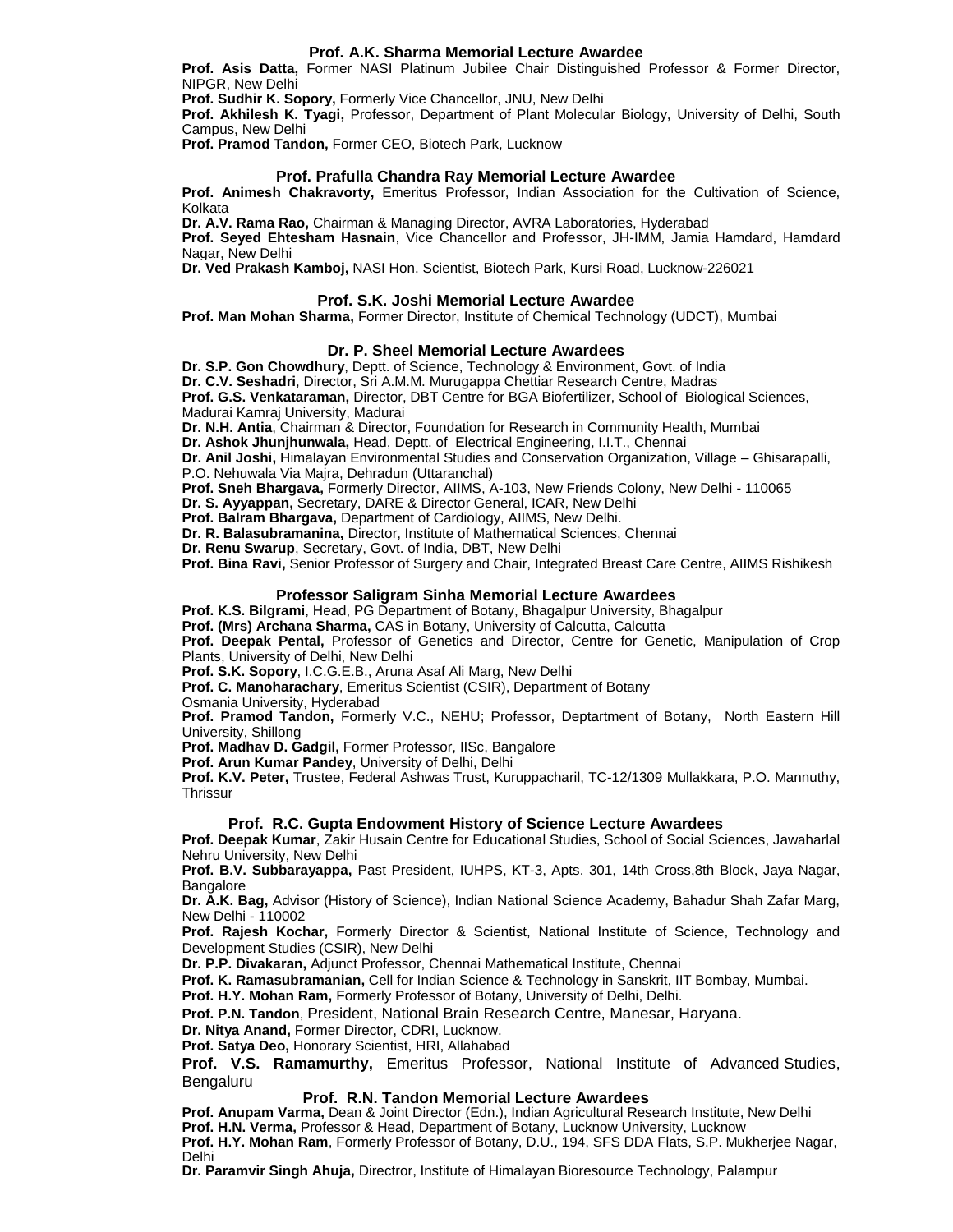### Prof. A.K. Sharma Memorial Lecture Awardee

**Prof. Asis Datta,** Former NASI Platinum Jubilee Chair Distinguished Professor & Former Director, NIPGR, New Delhi

**Prof. Sudhir K. Sopory,** Formerly Vice Chancellor, JNU, New Delhi

**Prof. Akhilesh K. Tyagi,** Professor, Department of Plant Molecular Biology, University of Delhi, South Campus, New Delhi

**Prof. Pramod Tandon,** Former CEO, Biotech Park, Lucknow

### Prof. Prafulla Chandra Ray Memorial Lecture Awardee

**Prof. Animesh Chakravorty,** Emeritus Professor, Indian Association for the Cultivation of Science, Kolkata

**Dr. A.V. Rama Rao,** Chairman & Managing Director, AVRA Laboratories, Hyderabad

**Prof. Seyed Ehtesham Hasnain**, Vice Chancellor and Professor, JH-IMM, Jamia Hamdard, Hamdard Nagar, New Delhi

**Dr. Ved Prakash Kamboj,** NASI Hon. Scientist, Biotech Park, Kursi Road, Lucknow-226021

### Prof. S.K. Joshi Memorial Lecture Awardee

**Prof. Man Mohan Sharma,** Former Director, Institute of Chemical Technology (UDCT), Mumbai

### Dr. P. Sheel Memorial Lecture Awardees

**Dr. S.P. Gon Chowdhury**, Deptt. of Science, Technology & Environment, Govt. of India

**Dr. C.V. Seshadri**, Director, Sri A.M.M. Murugappa Chettiar Research Centre, Madras

**Prof. G.S. Venkataraman,** Director, DBT Centre for BGA Biofertilizer, School of Biological Sciences, Madurai Kamraj University, Madurai

**Dr. N.H. Antia**, Chairman & Director, Foundation for Research in Community Health, Mumbai

**Dr. Ashok Jhunjhunwala,** Head, Deptt. of Electrical Engineering, I.I.T., Chennai

**Dr. Anil Joshi,** Himalayan Environmental Studies and Conservation Organization, Village – Ghisarapalli, P.O. Nehuwala Via Majra, Dehradun (Uttaranchal)

**Prof. Sneh Bhargava,** Formerly Director, AIIMS, A-103, New Friends Colony, New Delhi - 110065

**Dr. S. Ayyappan,** Secretary, DARE & Director General, ICAR, New Delhi

**Prof. Balram Bhargava,** Department of Cardiology, AIIMS, New Delhi.

**Dr. R. Balasubramanina,** Director, Institute of Mathematical Sciences, Chennai

**Dr. Renu Swarup**, Secretary, Govt. of India, DBT, New Delhi

**Prof. Bina Ravi,** Senior Professor of Surgery and Chair, Integrated Breast Care Centre, AIIMS Rishikesh

### Professor Saligram Sinha Memorial Lecture Awardees

**Prof. K.S. Bilgrami**, Head, PG Department of Botany, Bhagalpur University, Bhagalpur

**Prof. (Mrs) Archana Sharma,** CAS in Botany, University of Calcutta, Calcutta

**Prof. Deepak Pental,** Professor of Genetics and Director, Centre for Genetic, Manipulation of Crop Plants, University of Delhi, New Delhi

**Prof. S.K. Sopory**, I.C.G.E.B., Aruna Asaf Ali Marg, New Delhi

**Prof. C. Manoharachary**, Emeritus Scientist (CSIR), Department of Botany Osmania University, Hyderabad

**Prof. Pramod Tandon,** Formerly V.C., NEHU; Professor, Deptartment of Botany, North Eastern Hill University, Shillong

**Prof. Madhav D. Gadgil,** Former Professor, IISc, Bangalore

**Prof. Arun Kumar Pandey**, University of Delhi, Delhi

**Prof. K.V. Peter,** Trustee, Federal Ashwas Trust, Kuruppacharil, TC-12/1309 Mullakkara, P.O. Mannuthy, Thrissur

### Prof. R.C. Gupta Endowment History of Science Lecture Awardees

**Prof. Deepak Kumar**, Zakir Husain Centre for Educational Studies, School of Social Sciences, Jawaharlal Nehru University, New Delhi

**Prof. B.V. Subbarayappa,** Past President, IUHPS, KT-3, Apts. 301, 14th Cross,8th Block, Jaya Nagar, Bangalore

**Dr. A.K. Bag,** Advisor (History of Science), Indian National Science Academy, Bahadur Shah Zafar Marg, New Delhi - 110002

**Prof. Rajesh Kochar,** Formerly Director & Scientist, National Institute of Science, Technology and Development Studies (CSIR), New Delhi

**Dr. P.P. Divakaran,** Adjunct Professor, Chennai Mathematical Institute, Chennai

**Prof. K. Ramasubramanian,** Cell for Indian Science & Technology in Sanskrit, IIT Bombay, Mumbai.

**Prof. H.Y. Mohan Ram,** Formerly Professor of Botany, University of Delhi, Delhi.

**Prof. P.N. Tandon**, President, National Brain Research Centre, Manesar, Haryana.

**Dr. Nitya Anand,** Former Director, CDRI, Lucknow.

**Prof. Satya Deo,** Honorary Scientist, HRI, Allahabad

**Prof. V.S. Ramamurthy,** Emeritus Professor, National Institute of Advanced Studies, Bengaluru

### Prof. R.N. Tandon Memorial Lecture Awardees

**Prof. Anupam Varma,** Dean & Joint Director (Edn.), Indian Agricultural Research Institute, New Delhi

**Prof. H.N. Verma,** Professor & Head, Department of Botany, Lucknow University, Lucknow

**Prof. H.Y. Mohan Ram**, Formerly Professor of Botany, D.U., 194, SFS DDA Flats, S.P. Mukherjee Nagar, Delhi

**Dr. Paramvir Singh Ahuja,** Directror, Institute of Himalayan Bioresource Technology, Palampur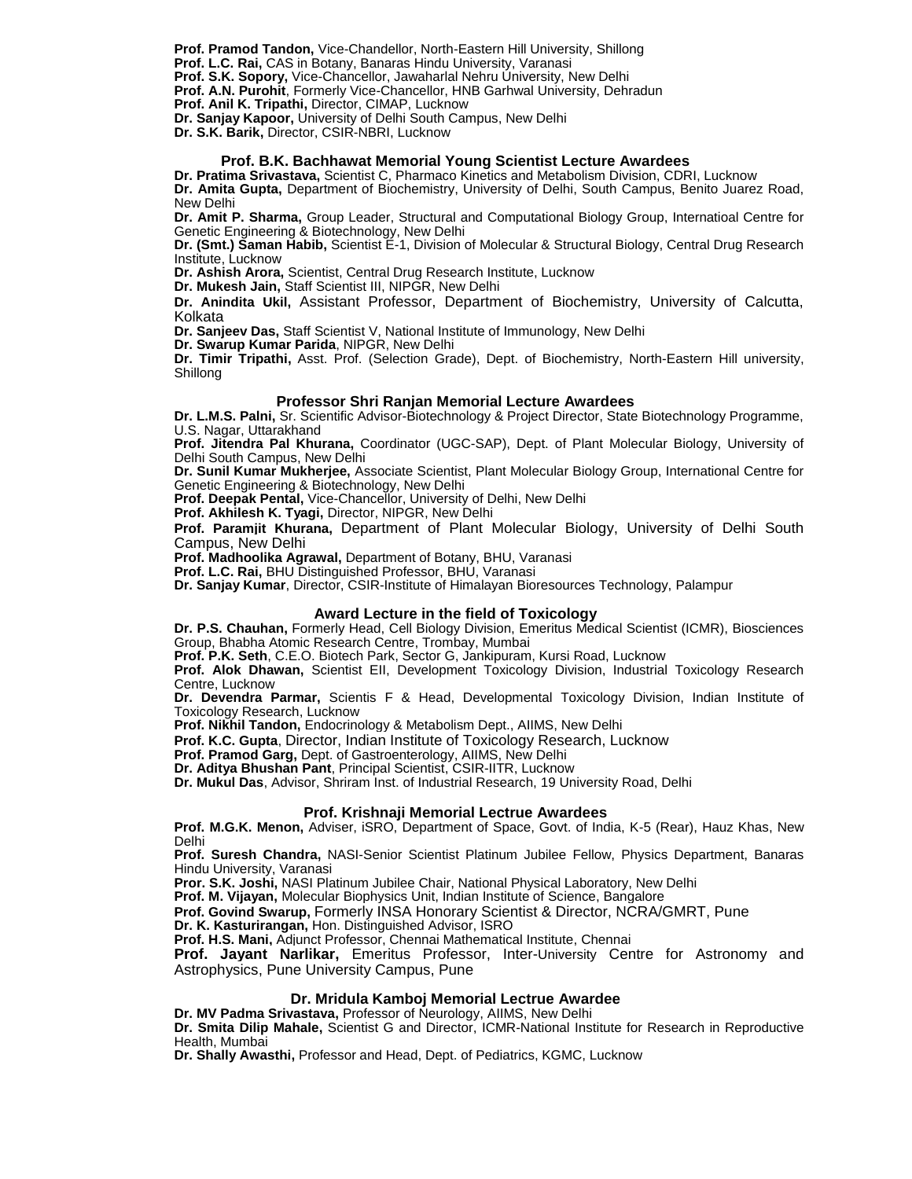**Prof. Pramod Tandon,** Vice-Chandellor, North-Eastern Hill University, Shillong
**Prof. L.C. Rai,** CAS in Botany, Banaras Hindu University, Varanasi
**Prof. S.K. Sopory,** Vice-Chancellor, Jawaharlal Nehru University, New Delhi
**Prof. A.N. Purohit**, Formerly Vice-Chancellor, HNB Garhwal University, Dehradun
**Prof. Anil K. Tripathi,** Director, CIMAP, Lucknow
**Dr. Sanjay Kapoor,** University of Delhi South Campus, New Delhi
**Dr. S.K. Barik,** Director, CSIR-NBRI, Lucknow

### Prof. B.K. Bachhawat Memorial Young Scientist Lecture Awardees

**Dr. Pratima Srivastava,** Scientist C, Pharmaco Kinetics and Metabolism Division, CDRI, Lucknow
**Dr. Amita Gupta,** Department of Biochemistry, University of Delhi, South Campus, Benito Juarez Road, New Delhi
**Dr. Amit P. Sharma,** Group Leader, Structural and Computational Biology Group, Internatioal Centre for Genetic Engineering & Biotechnology, New Delhi
**Dr. (Smt.) Saman Habib,** Scientist E-1, Division of Molecular & Structural Biology, Central Drug Research Institute, Lucknow
**Dr. Ashish Arora,** Scientist, Central Drug Research Institute, Lucknow
**Dr. Mukesh Jain,** Staff Scientist III, NIPGR, New Delhi
**Dr. Anindita Ukil,** Assistant Professor, Department of Biochemistry, University of Calcutta, Kolkata
**Dr. Sanjeev Das,** Staff Scientist V, National Institute of Immunology, New Delhi
**Dr. Swarup Kumar Parida**, NIPGR, New Delhi
**Dr. Timir Tripathi,** Asst. Prof. (Selection Grade), Dept. of Biochemistry, North-Eastern Hill university, Shillong

### Professor Shri Ranjan Memorial Lecture Awardees

**Dr. L.M.S. Palni,** Sr. Scientific Advisor-Biotechnology & Project Director, State Biotechnology Programme, U.S. Nagar, Uttarakhand
**Prof. Jitendra Pal Khurana,** Coordinator (UGC-SAP), Dept. of Plant Molecular Biology, University of Delhi South Campus, New Delhi
**Dr. Sunil Kumar Mukherjee,** Associate Scientist, Plant Molecular Biology Group, International Centre for Genetic Engineering & Biotechnology, New Delhi
**Prof. Deepak Pental,** Vice-Chancellor, University of Delhi, New Delhi
**Prof. Akhilesh K. Tyagi,** Director, NIPGR, New Delhi
**Prof. Paramjit Khurana,** Department of Plant Molecular Biology, University of Delhi South Campus, New Delhi
**Prof. Madhoolika Agrawal,** Department of Botany, BHU, Varanasi
**Prof. L.C. Rai,** BHU Distinguished Professor, BHU, Varanasi
**Dr. Sanjay Kumar**, Director, CSIR-Institute of Himalayan Bioresources Technology, Palampur

### Award Lecture in the field of Toxicology

**Dr. P.S. Chauhan,** Formerly Head, Cell Biology Division, Emeritus Medical Scientist (ICMR), Biosciences Group, Bhabha Atomic Research Centre, Trombay, Mumbai
**Prof. P.K. Seth**, C.E.O. Biotech Park, Sector G, Jankipuram, Kursi Road, Lucknow
**Prof. Alok Dhawan,** Scientist EII, Development Toxicology Division, Industrial Toxicology Research Centre, Lucknow
**Dr. Devendra Parmar,** Scientis F & Head, Developmental Toxicology Division, Indian Institute of Toxicology Research, Lucknow
**Prof. Nikhil Tandon,** Endocrinology & Metabolism Dept., AIIMS, New Delhi
**Prof. K.C. Gupta**, Director, Indian Institute of Toxicology Research, Lucknow
**Prof. Pramod Garg,** Dept. of Gastroenterology, AIIMS, New Delhi
**Dr. Aditya Bhushan Pant**, Principal Scientist, CSIR-IITR, Lucknow
**Dr. Mukul Das**, Advisor, Shriram Inst. of Industrial Research, 19 University Road, Delhi

### Prof. Krishnaji Memorial Lectrue Awardees

**Prof. M.G.K. Menon,** Adviser, iSRO, Department of Space, Govt. of India, K-5 (Rear), Hauz Khas, New Delhi
**Prof. Suresh Chandra,** NASI-Senior Scientist Platinum Jubilee Fellow, Physics Department, Banaras Hindu University, Varanasi
**Pror. S.K. Joshi,** NASI Platinum Jubilee Chair, National Physical Laboratory, New Delhi
**Prof. M. Vijayan,** Molecular Biophysics Unit, Indian Institute of Science, Bangalore
**Prof. Govind Swarup,** Formerly INSA Honorary Scientist & Director, NCRA/GMRT, Pune
**Dr. K. Kasturirangan,** Hon. Distinguished Advisor, ISRO
**Prof. H.S. Mani,** Adjunct Professor, Chennai Mathematical Institute, Chennai
**Prof. Jayant Narlikar,** Emeritus Professor, Inter-University Centre for Astronomy and Astrophysics, Pune University Campus, Pune

### Dr. Mridula Kamboj Memorial Lectrue Awardee

**Dr. MV Padma Srivastava,** Professor of Neurology, AIIMS, New Delhi
**Dr. Smita Dilip Mahale,** Scientist G and Director, ICMR-National Institute for Research in Reproductive Health, Mumbai
**Dr. Shally Awasthi,** Professor and Head, Dept. of Pediatrics, KGMC, Lucknow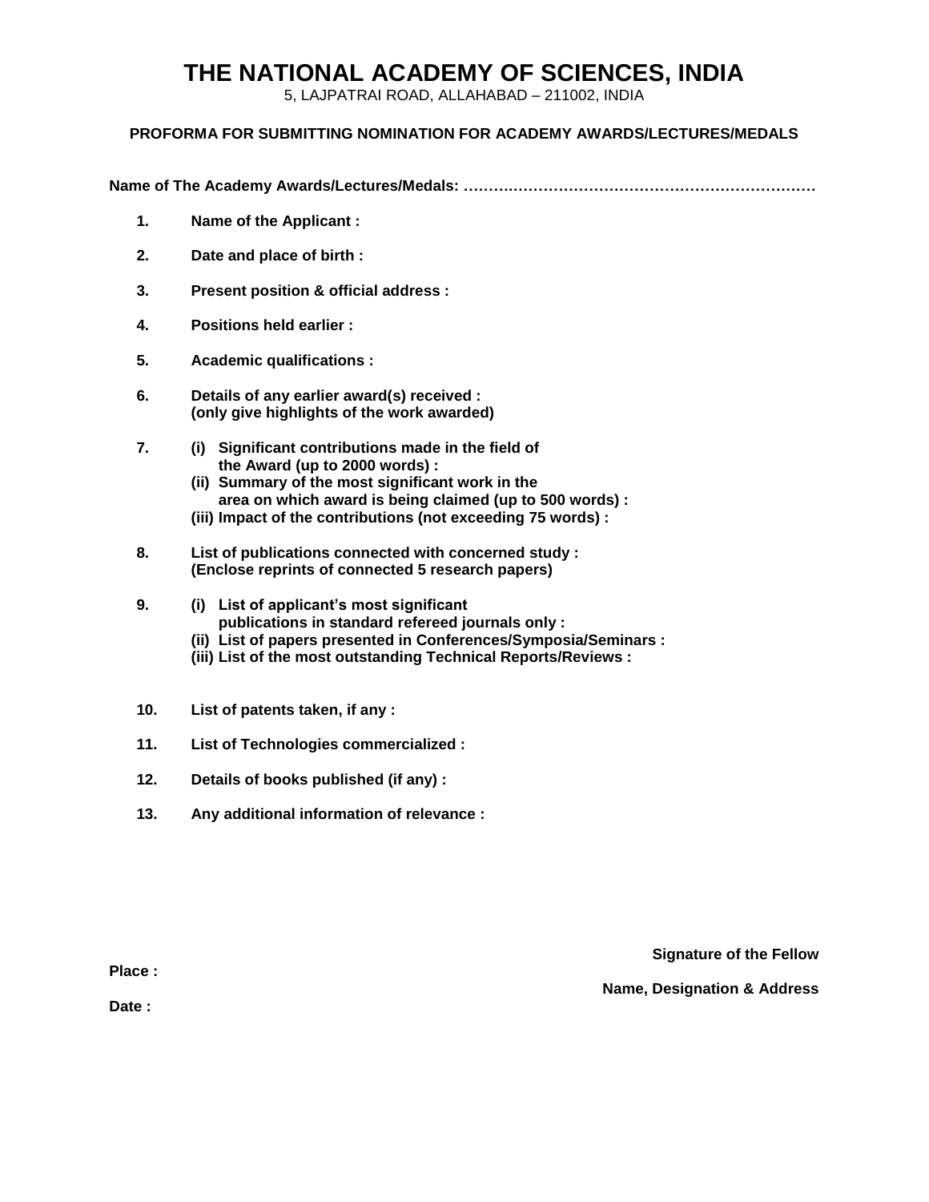# THE NATIONAL ACADEMY OF SCIENCES, INDIA

5, LAJPATRAI ROAD, ALLAHABAD – 211002, INDIA

## PROFORMA FOR SUBMITTING NOMINATION FOR ACADEMY AWARDS/LECTURES/MEDALS

**Name of The Academy Awards/Lectures/Medals: ………………………………………………………………**

1. **Name of the Applicant :**

2. **Date and place of birth :**

3. **Present position & official address :**

4. **Positions held earlier :**

5. **Academic qualifications :**

6. **Details of any earlier award(s) received :**
   **(only give highlights of the work awarded)**

7. **(i) Significant contributions made in the field of the Award (up to 2000 words) :**
   **(ii) Summary of the most significant work in the area on which award is being claimed (up to 500 words) :**
   **(iii) Impact of the contributions (not exceeding 75 words) :**

8. **List of publications connected with concerned study :**
   **(Enclose reprints of connected 5 research papers)**

9. **(i) List of applicant's most significant publications in standard refereed journals only :**
   **(ii) List of papers presented in Conferences/Symposia/Seminars :**
   **(iii) List of the most outstanding Technical Reports/Reviews :**

10. **List of patents taken, if any :**

11. **List of Technologies commercialized :**

12. **Details of books published (if any) :**

13. **Any additional information of relevance :**

**Signature of the Fellow**

**Place :**

**Name, Designation & Address**

**Date :**